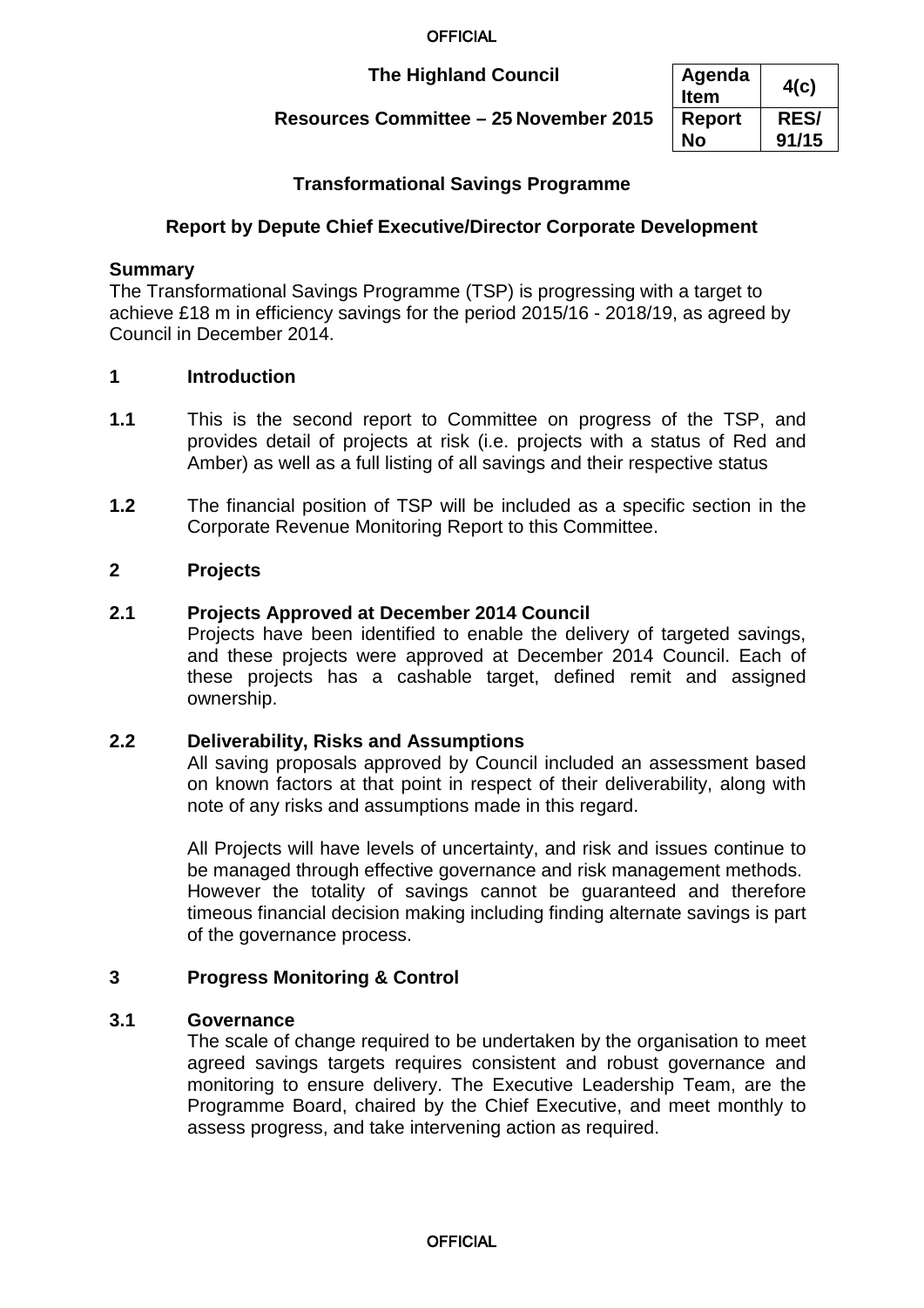**The Highland Council**

**Resources Committee – 25 November 2015**

| Agenda Item | 4(c) |
|---|---|
| Report No | RES/91/15 |

## Transformational Savings Programme

### Report by Depute Chief Executive/Director Corporate Development

**Summary**

The Transformational Savings Programme (TSP) is progressing with a target to achieve £18 m in efficiency savings for the period 2015/16 - 2018/19, as agreed by Council in December 2014.

## 1 Introduction

**1.1** This is the second report to Committee on progress of the TSP, and provides detail of projects at risk (i.e. projects with a status of Red and Amber) as well as a full listing of all savings and their respective status

**1.2** The financial position of TSP will be included as a specific section in the Corporate Revenue Monitoring Report to this Committee.

## 2 Projects

### 2.1 Projects Approved at December 2014 Council

Projects have been identified to enable the delivery of targeted savings, and these projects were approved at December 2014 Council. Each of these projects has a cashable target, defined remit and assigned ownership.

### 2.2 Deliverability, Risks and Assumptions

All saving proposals approved by Council included an assessment based on known factors at that point in respect of their deliverability, along with note of any risks and assumptions made in this regard.

All Projects will have levels of uncertainty, and risk and issues continue to be managed through effective governance and risk management methods. However the totality of savings cannot be guaranteed and therefore timeous financial decision making including finding alternate savings is part of the governance process.

## 3 Progress Monitoring & Control

### 3.1 Governance

The scale of change required to be undertaken by the organisation to meet agreed savings targets requires consistent and robust governance and monitoring to ensure delivery. The Executive Leadership Team, are the Programme Board, chaired by the Chief Executive, and meet monthly to assess progress, and take intervening action as required.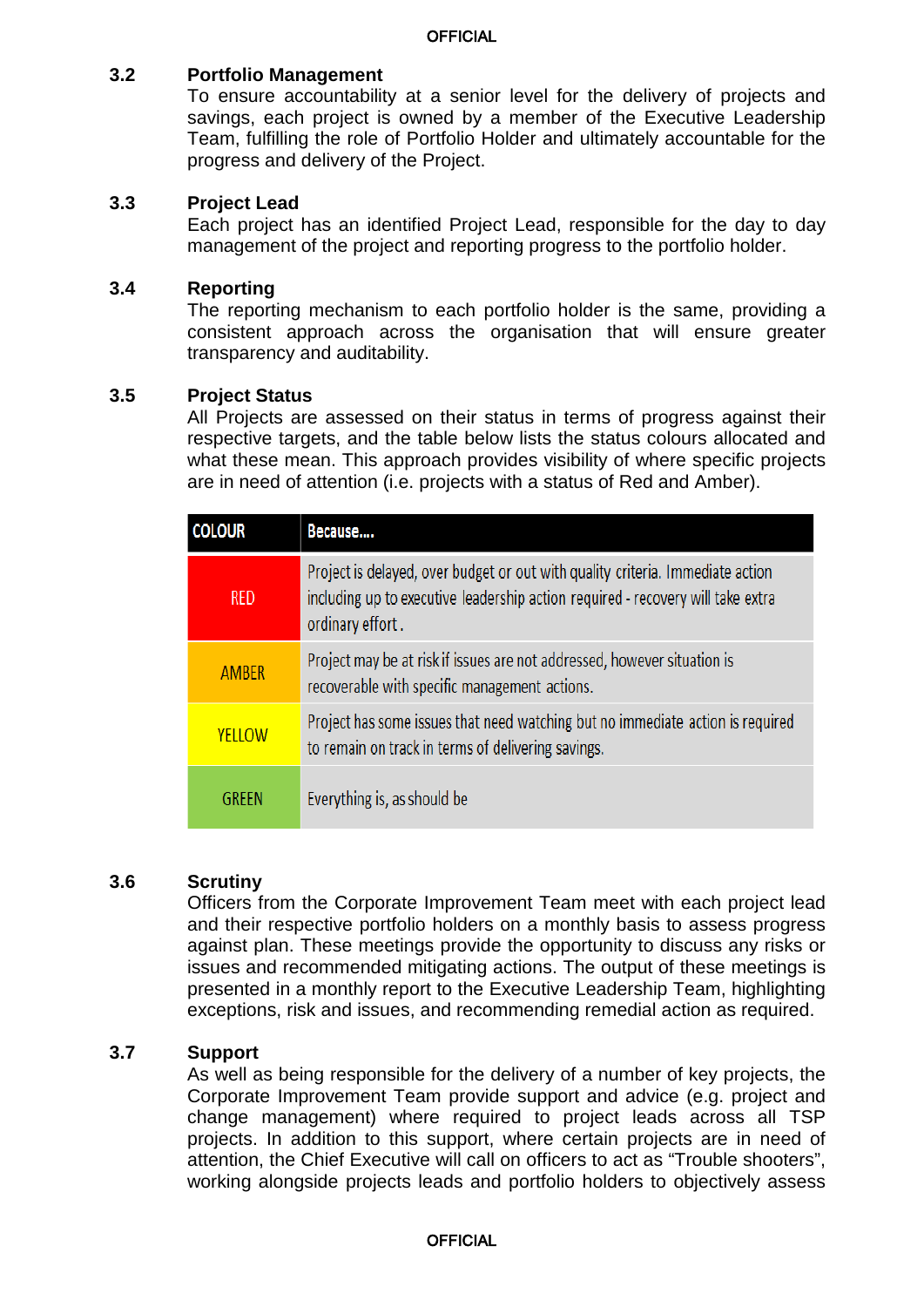### 3.2 Portfolio Management

To ensure accountability at a senior level for the delivery of projects and savings, each project is owned by a member of the Executive Leadership Team, fulfilling the role of Portfolio Holder and ultimately accountable for the progress and delivery of the Project.

### 3.3 Project Lead

Each project has an identified Project Lead, responsible for the day to day management of the project and reporting progress to the portfolio holder.

### 3.4 Reporting

The reporting mechanism to each portfolio holder is the same, providing a consistent approach across the organisation that will ensure greater transparency and auditability.

### 3.5 Project Status

All Projects are assessed on their status in terms of progress against their respective targets, and the table below lists the status colours allocated and what these mean. This approach provides visibility of where specific projects are in need of attention (i.e. projects with a status of Red and Amber).

| COLOUR | Because.... |
|---|---|
| RED | Project is delayed, over budget or out with quality criteria. Immediate action including up to executive leadership action required - recovery will take extra ordinary effort. |
| AMBER | Project may be at risk if issues are not addressed, however situation is recoverable with specific management actions. |
| YELLOW | Project has some issues that need watching but no immediate action is required to remain on track in terms of delivering savings. |
| GREEN | Everything is, as should be |

### 3.6 Scrutiny

Officers from the Corporate Improvement Team meet with each project lead and their respective portfolio holders on a monthly basis to assess progress against plan. These meetings provide the opportunity to discuss any risks or issues and recommended mitigating actions. The output of these meetings is presented in a monthly report to the Executive Leadership Team, highlighting exceptions, risk and issues, and recommending remedial action as required.

### 3.7 Support

As well as being responsible for the delivery of a number of key projects, the Corporate Improvement Team provide support and advice (e.g. project and change management) where required to project leads across all TSP projects. In addition to this support, where certain projects are in need of attention, the Chief Executive will call on officers to act as "Trouble shooters", working alongside projects leads and portfolio holders to objectively assess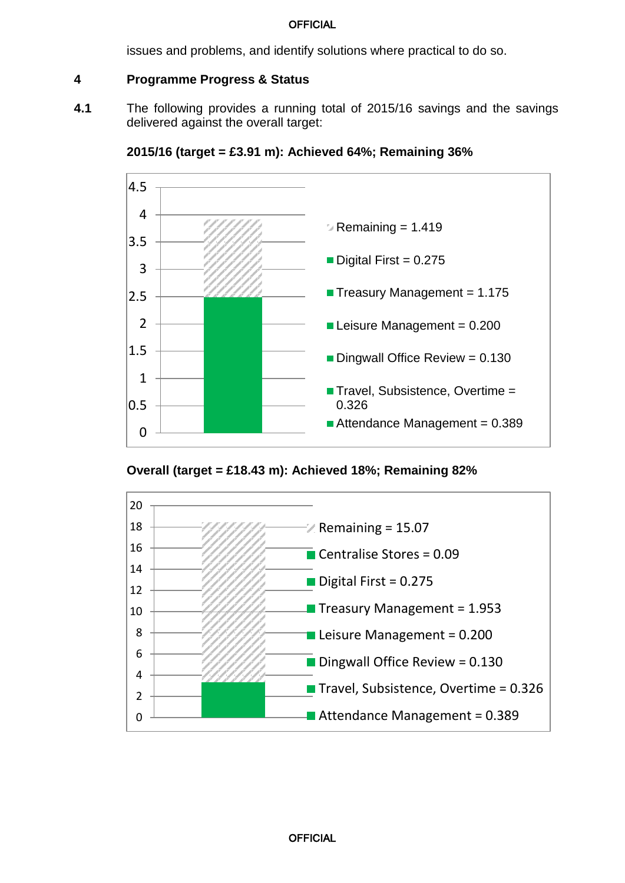issues and problems, and identify solutions where practical to do so.

## 4 Programme Progress & Status

**4.1** The following provides a running total of 2015/16 savings and the savings delivered against the overall target:

**2015/16 (target = £3.91 m): Achieved 64%; Remaining 36%**

- Remaining = 1.419
- Digital First = 0.275
- Treasury Management = 1.175
- Leisure Management = 0.200
- Dingwall Office Review = 0.130
- Travel, Subsistence, Overtime = 0.326
- Attendance Management = 0.389

**Overall (target = £18.43 m): Achieved 18%; Remaining 82%**

- Remaining = 15.07
- Centralise Stores = 0.09
- Digital First = 0.275
- Treasury Management = 1.953
- Leisure Management = 0.200
- Dingwall Office Review = 0.130
- Travel, Subsistence, Overtime = 0.326
- Attendance Management = 0.389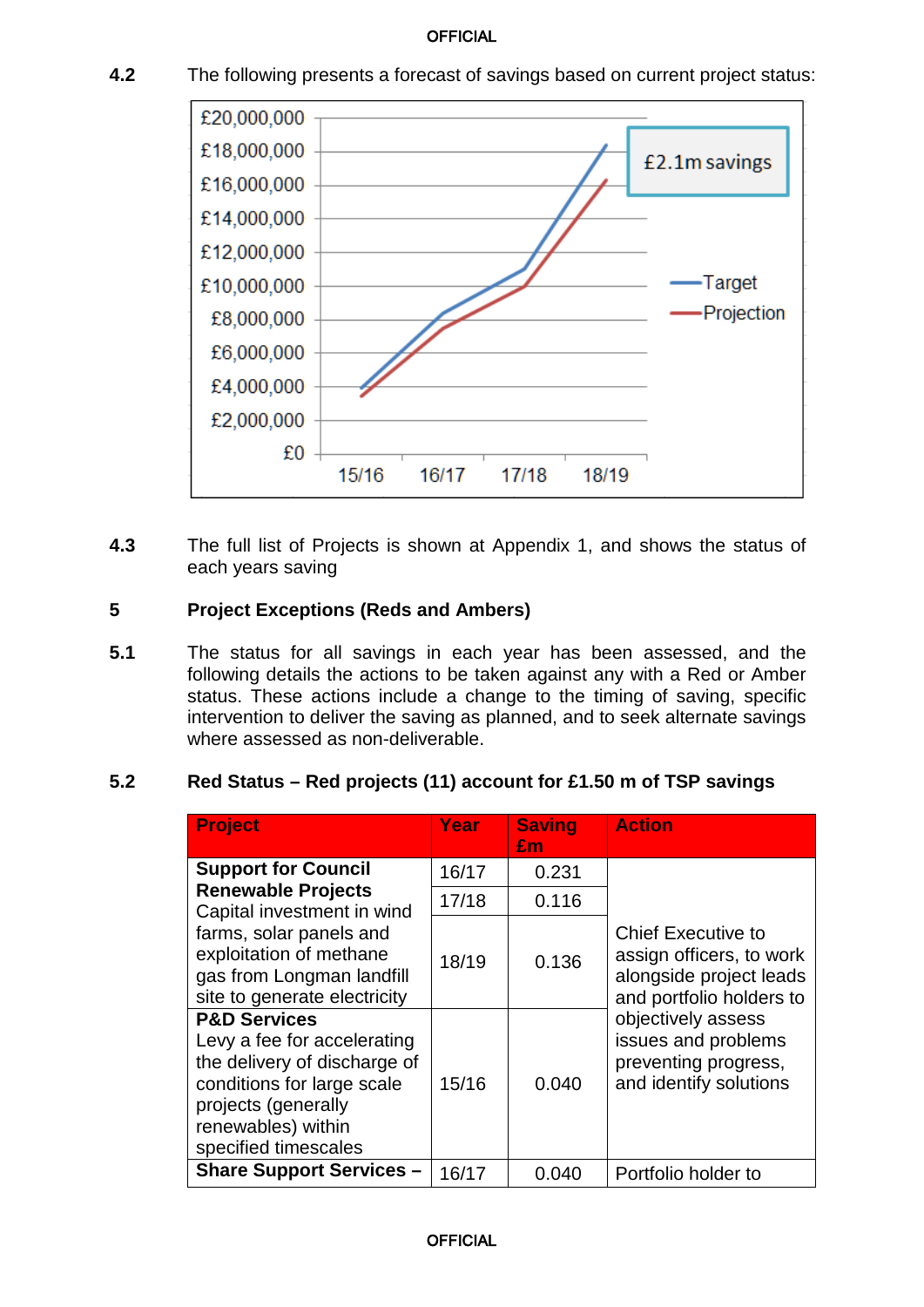**4.2** The following presents a forecast of savings based on current project status:

**4.3** The full list of Projects is shown at Appendix 1, and shows the status of each years saving

## 5 Project Exceptions (Reds and Ambers)

**5.1** The status for all savings in each year has been assessed, and the following details the actions to be taken against any with a Red or Amber status. These actions include a change to the timing of saving, specific intervention to deliver the saving as planned, and to seek alternate savings where assessed as non-deliverable.

### 5.2 Red Status – Red projects (11) account for £1.50 m of TSP savings

| Project | Year | Saving £m | Action |
|---|---|---|---|
| **Support for Council Renewable Projects** Capital investment in wind farms, solar panels and exploitation of methane gas from Longman landfill site to generate electricity | 16/17 | 0.231 | Chief Executive to assign officers, to work alongside project leads and portfolio holders to objectively assess issues and problems preventing progress, and identify solutions |
| | 17/18 | 0.116 | |
| | 18/19 | 0.136 | |
| **P&D Services** Levy a fee for accelerating the delivery of discharge of conditions for large scale projects (generally renewables) within specified timescales | 15/16 | 0.040 | |
| **Share Support Services –** | 16/17 | 0.040 | Portfolio holder to |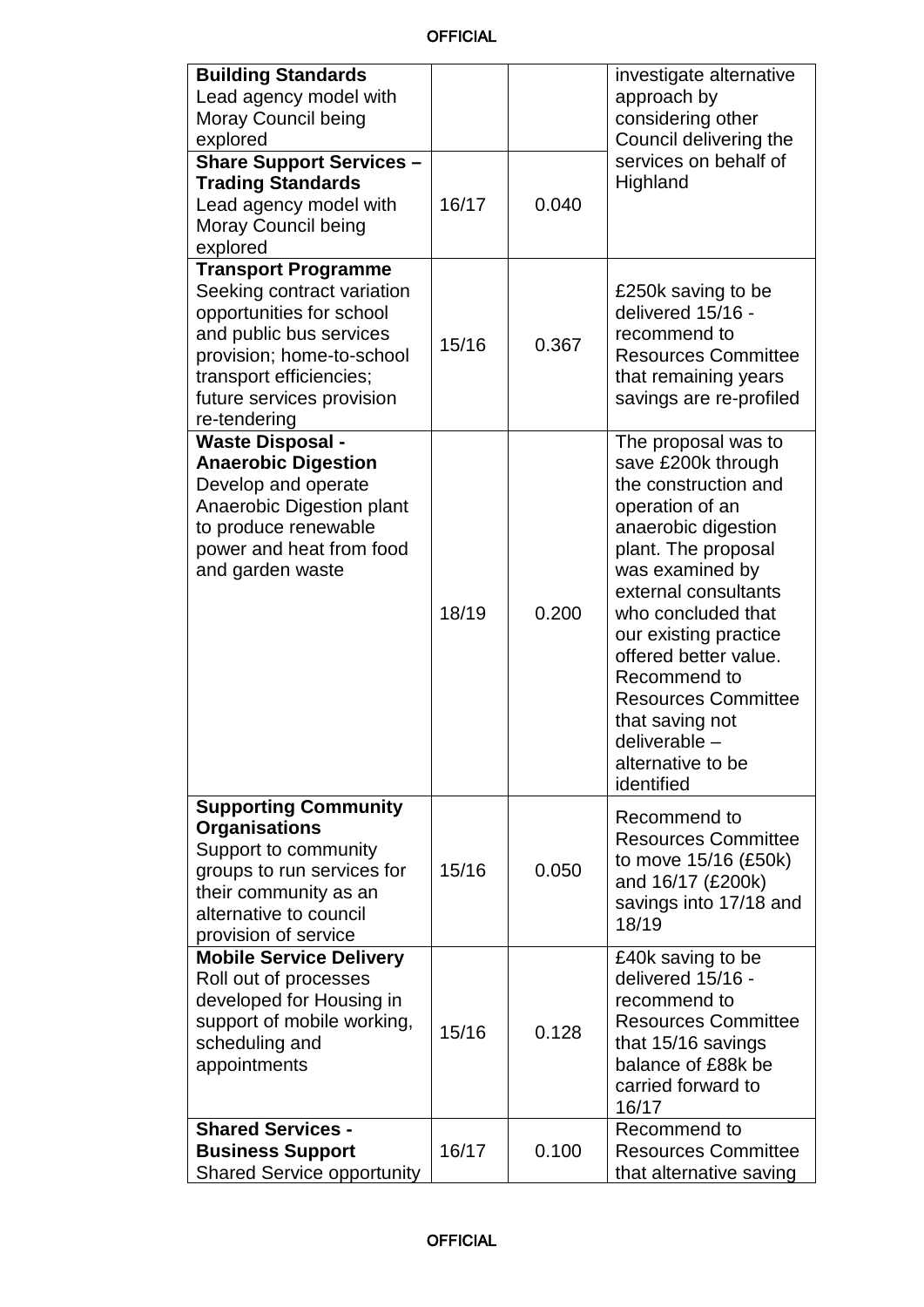| | | | |
|---|---|---|---|
| **Building Standards** Lead agency model with Moray Council being explored | | | investigate alternative approach by considering other Council delivering the services on behalf of Highland |
| **Share Support Services – Trading Standards** Lead agency model with Moray Council being explored | 16/17 | 0.040 | |
| **Transport Programme** Seeking contract variation opportunities for school and public bus services provision; home-to-school transport efficiencies; future services provision re-tendering | 15/16 | 0.367 | £250k saving to be delivered 15/16 - recommend to Resources Committee that remaining years savings are re-profiled |
| **Waste Disposal - Anaerobic Digestion** Develop and operate Anaerobic Digestion plant to produce renewable power and heat from food and garden waste | 18/19 | 0.200 | The proposal was to save £200k through the construction and operation of an anaerobic digestion plant. The proposal was examined by external consultants who concluded that our existing practice offered better value. Recommend to Resources Committee that saving not deliverable – alternative to be identified |
| **Supporting Community Organisations** Support to community groups to run services for their community as an alternative to council provision of service | 15/16 | 0.050 | Recommend to Resources Committee to move 15/16 (£50k) and 16/17 (£200k) savings into 17/18 and 18/19 |
| **Mobile Service Delivery** Roll out of processes developed for Housing in support of mobile working, scheduling and appointments | 15/16 | 0.128 | £40k saving to be delivered 15/16 - recommend to Resources Committee that 15/16 savings balance of £88k be carried forward to 16/17 |
| **Shared Services - Business Support** Shared Service opportunity | 16/17 | 0.100 | Recommend to Resources Committee that alternative saving |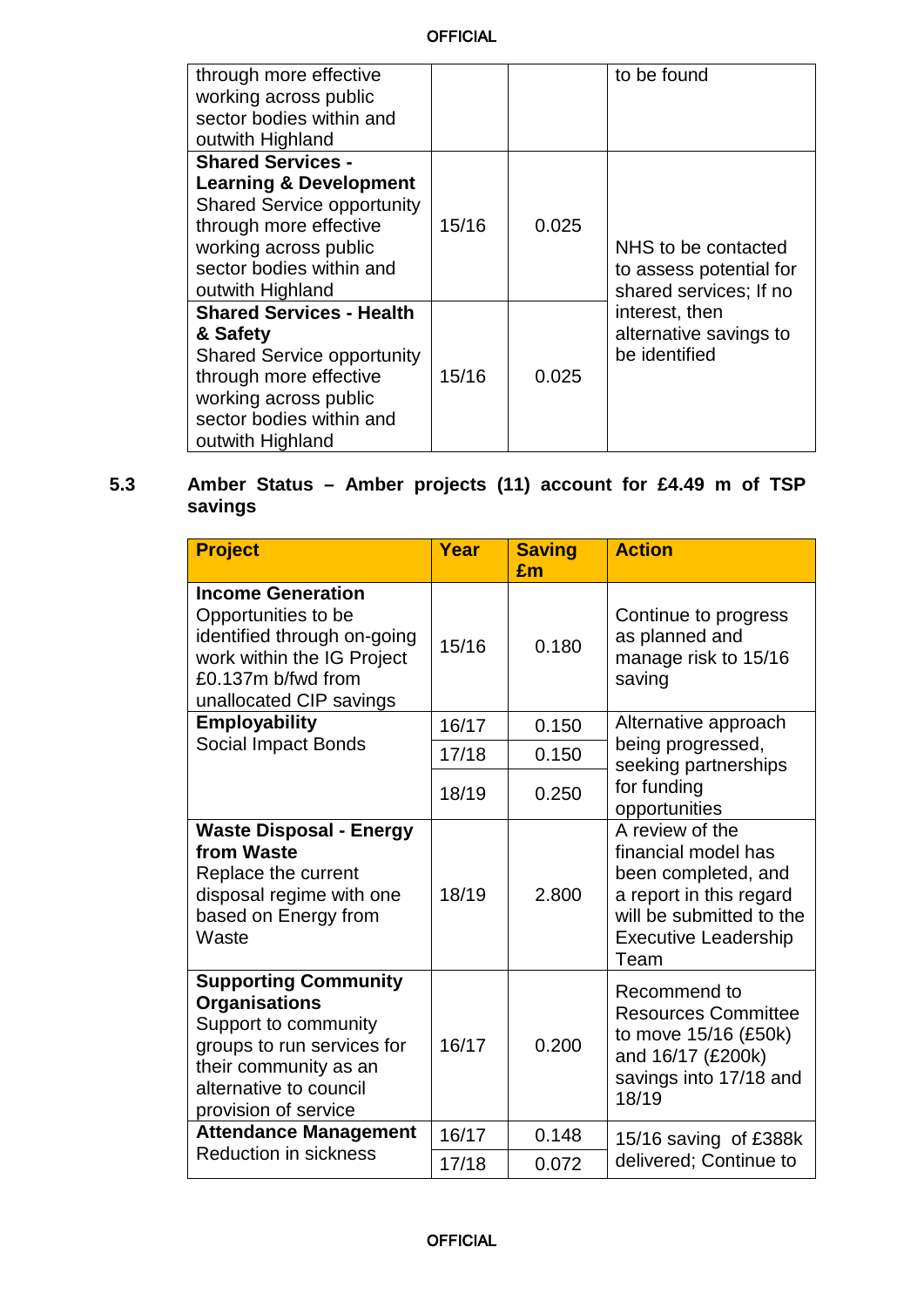| | | | |
|---|---|---|---|
| through more effective working across public sector bodies within and outwith Highland | | | to be found |
| **Shared Services - Learning & Development** Shared Service opportunity through more effective working across public sector bodies within and outwith Highland | 15/16 | 0.025 | NHS to be contacted to assess potential for shared services; If no interest, then alternative savings to be identified |
| **Shared Services - Health & Safety** Shared Service opportunity through more effective working across public sector bodies within and outwith Highland | 15/16 | 0.025 | |

**5.3 Amber Status – Amber projects (11) account for £4.49 m of TSP savings**

| Project | Year | Saving £m | Action |
|---|---|---|---|
| **Income Generation** Opportunities to be identified through on-going work within the IG Project £0.137m b/fwd from unallocated CIP savings | 15/16 | 0.180 | Continue to progress as planned and manage risk to 15/16 saving |
| **Employability** Social Impact Bonds | 16/17 | 0.150 | Alternative approach being progressed, seeking partnerships for funding opportunities |
| | 17/18 | 0.150 | |
| | 18/19 | 0.250 | |
| **Waste Disposal - Energy from Waste** Replace the current disposal regime with one based on Energy from Waste | 18/19 | 2.800 | A review of the financial model has been completed, and a report in this regard will be submitted to the Executive Leadership Team |
| **Supporting Community Organisations** Support to community groups to run services for their community as an alternative to council provision of service | 16/17 | 0.200 | Recommend to Resources Committee to move 15/16 (£50k) and 16/17 (£200k) savings into 17/18 and 18/19 |
| **Attendance Management** Reduction in sickness | 16/17 | 0.148 | 15/16 saving of £388k delivered; Continue to |
| | 17/18 | 0.072 | |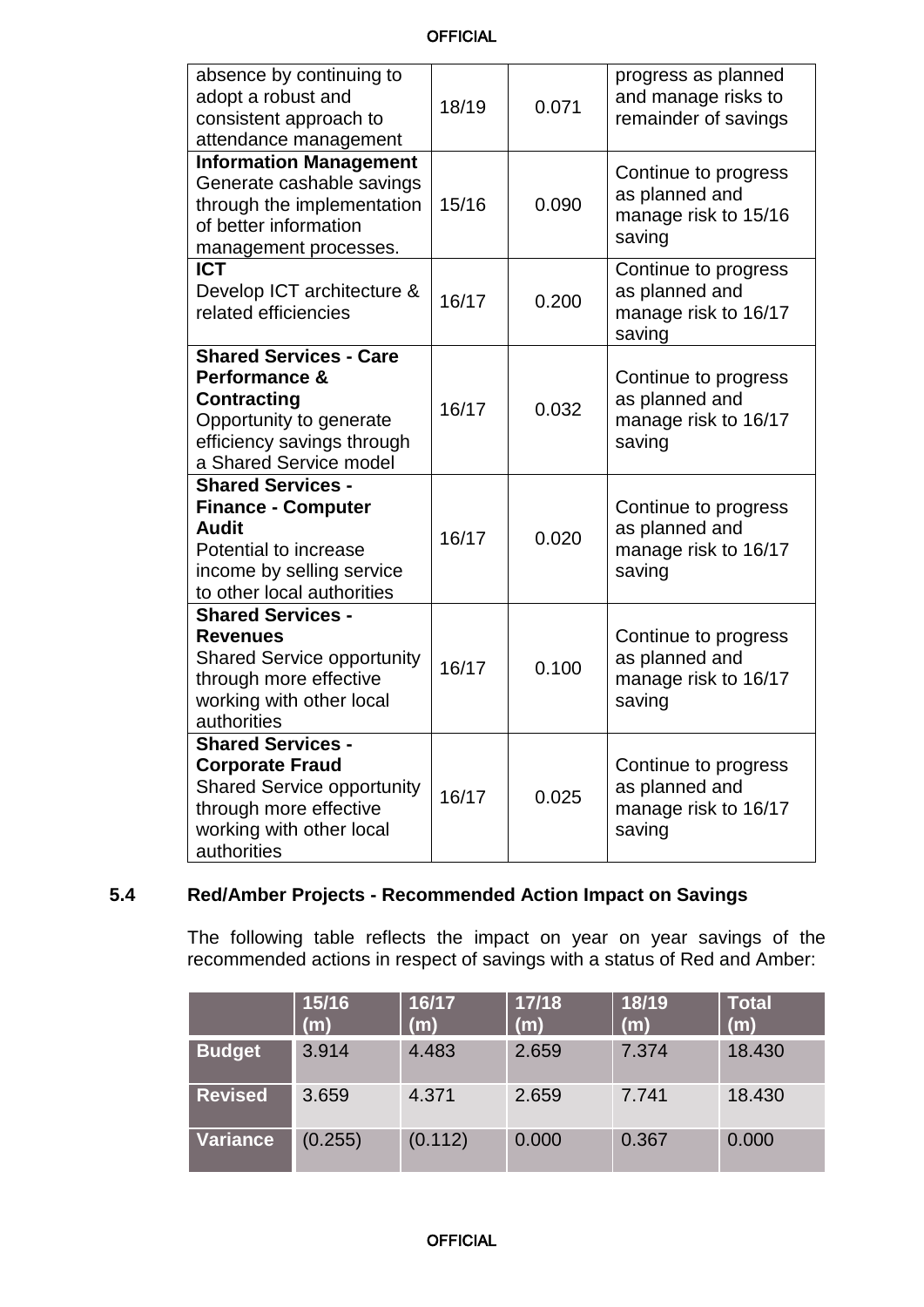| | | | |
|---|---|---|---|
| absence by continuing to adopt a robust and consistent approach to attendance management | 18/19 | 0.071 | progress as planned and manage risks to remainder of savings |
| **Information Management** Generate cashable savings through the implementation of better information management processes. | 15/16 | 0.090 | Continue to progress as planned and manage risk to 15/16 saving |
| **ICT** Develop ICT architecture & related efficiencies | 16/17 | 0.200 | Continue to progress as planned and manage risk to 16/17 saving |
| **Shared Services - Care Performance & Contracting** Opportunity to generate efficiency savings through a Shared Service model | 16/17 | 0.032 | Continue to progress as planned and manage risk to 16/17 saving |
| **Shared Services - Finance - Computer Audit** Potential to increase income by selling service to other local authorities | 16/17 | 0.020 | Continue to progress as planned and manage risk to 16/17 saving |
| **Shared Services - Revenues** Shared Service opportunity through more effective working with other local authorities | 16/17 | 0.100 | Continue to progress as planned and manage risk to 16/17 saving |
| **Shared Services - Corporate Fraud** Shared Service opportunity through more effective working with other local authorities | 16/17 | 0.025 | Continue to progress as planned and manage risk to 16/17 saving |

## 5.4 Red/Amber Projects - Recommended Action Impact on Savings

The following table reflects the impact on year on year savings of the recommended actions in respect of savings with a status of Red and Amber:

| | 15/16 (m) | 16/17 (m) | 17/18 (m) | 18/19 (m) | Total (m) |
|---|---|---|---|---|---|
| **Budget** | 3.914 | 4.483 | 2.659 | 7.374 | 18.430 |
| **Revised** | 3.659 | 4.371 | 2.659 | 7.741 | 18.430 |
| **Variance** | (0.255) | (0.112) | 0.000 | 0.367 | 0.000 |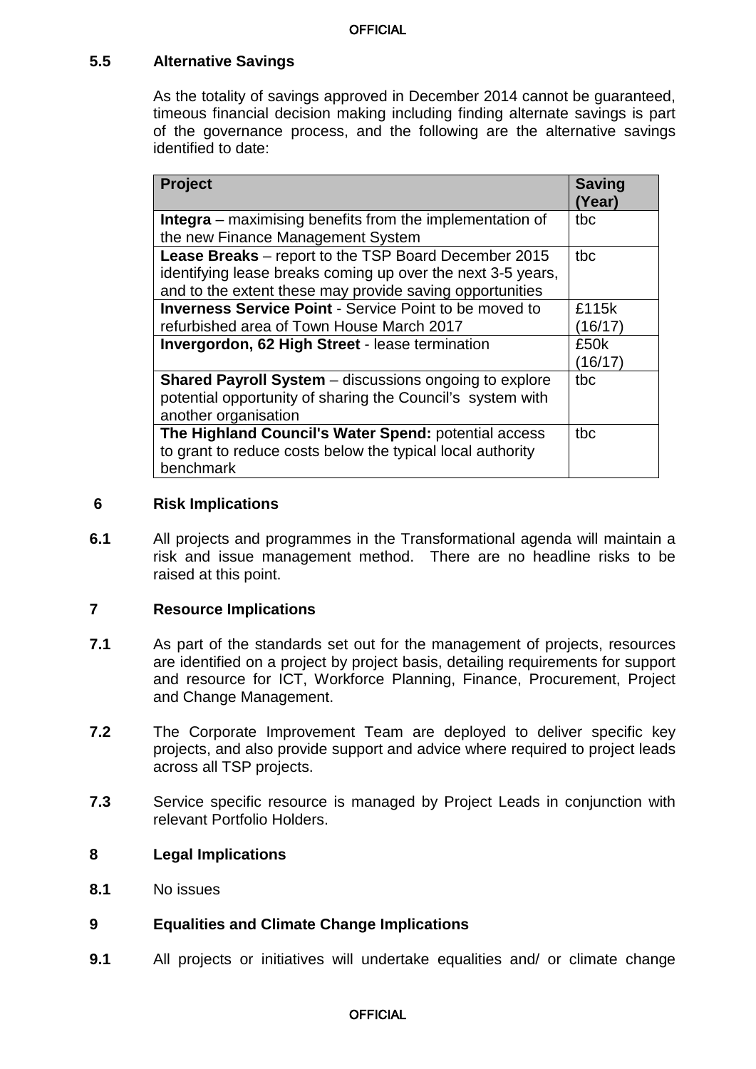### 5.5 Alternative Savings

As the totality of savings approved in December 2014 cannot be guaranteed, timeous financial decision making including finding alternate savings is part of the governance process, and the following are the alternative savings identified to date:

| Project | Saving (Year) |
|---|---|
| **Integra** – maximising benefits from the implementation of the new Finance Management System | tbc |
| **Lease Breaks** – report to the TSP Board December 2015 identifying lease breaks coming up over the next 3-5 years, and to the extent these may provide saving opportunities | tbc |
| **Inverness Service Point** - Service Point to be moved to refurbished area of Town House March 2017 | £115k (16/17) |
| **Invergordon, 62 High Street** - lease termination | £50k (16/17) |
| **Shared Payroll System** – discussions ongoing to explore potential opportunity of sharing the Council's system with another organisation | tbc |
| **The Highland Council's Water Spend:** potential access to grant to reduce costs below the typical local authority benchmark | tbc |

## 6 Risk Implications

**6.1** All projects and programmes in the Transformational agenda will maintain a risk and issue management method. There are no headline risks to be raised at this point.

## 7 Resource Implications

**7.1** As part of the standards set out for the management of projects, resources are identified on a project by project basis, detailing requirements for support and resource for ICT, Workforce Planning, Finance, Procurement, Project and Change Management.

**7.2** The Corporate Improvement Team are deployed to deliver specific key projects, and also provide support and advice where required to project leads across all TSP projects.

**7.3** Service specific resource is managed by Project Leads in conjunction with relevant Portfolio Holders.

## 8 Legal Implications

**8.1** No issues

## 9 Equalities and Climate Change Implications

**9.1** All projects or initiatives will undertake equalities and/ or climate change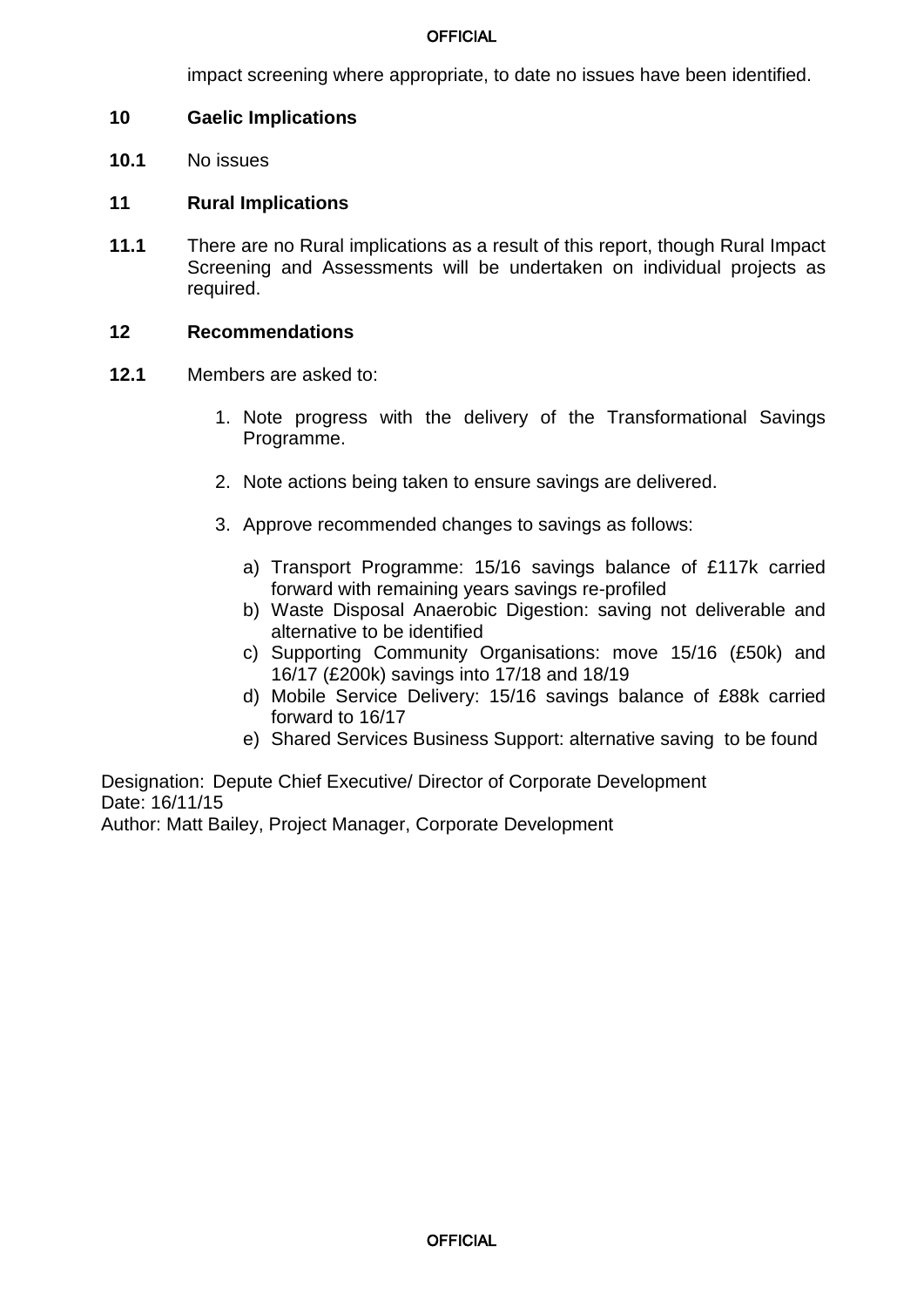impact screening where appropriate, to date no issues have been identified.

## 10 Gaelic Implications

**10.1** No issues

## 11 Rural Implications

**11.1** There are no Rural implications as a result of this report, though Rural Impact Screening and Assessments will be undertaken on individual projects as required.

## 12 Recommendations

**12.1** Members are asked to:

1. Note progress with the delivery of the Transformational Savings Programme.

2. Note actions being taken to ensure savings are delivered.

3. Approve recommended changes to savings as follows:

   a) Transport Programme: 15/16 savings balance of £117k carried forward with remaining years savings re-profiled
   b) Waste Disposal Anaerobic Digestion: saving not deliverable and alternative to be identified
   c) Supporting Community Organisations: move 15/16 (£50k) and 16/17 (£200k) savings into 17/18 and 18/19
   d) Mobile Service Delivery: 15/16 savings balance of £88k carried forward to 16/17
   e) Shared Services Business Support: alternative saving to be found

Designation: Depute Chief Executive/ Director of Corporate Development
Date: 16/11/15
Author: Matt Bailey, Project Manager, Corporate Development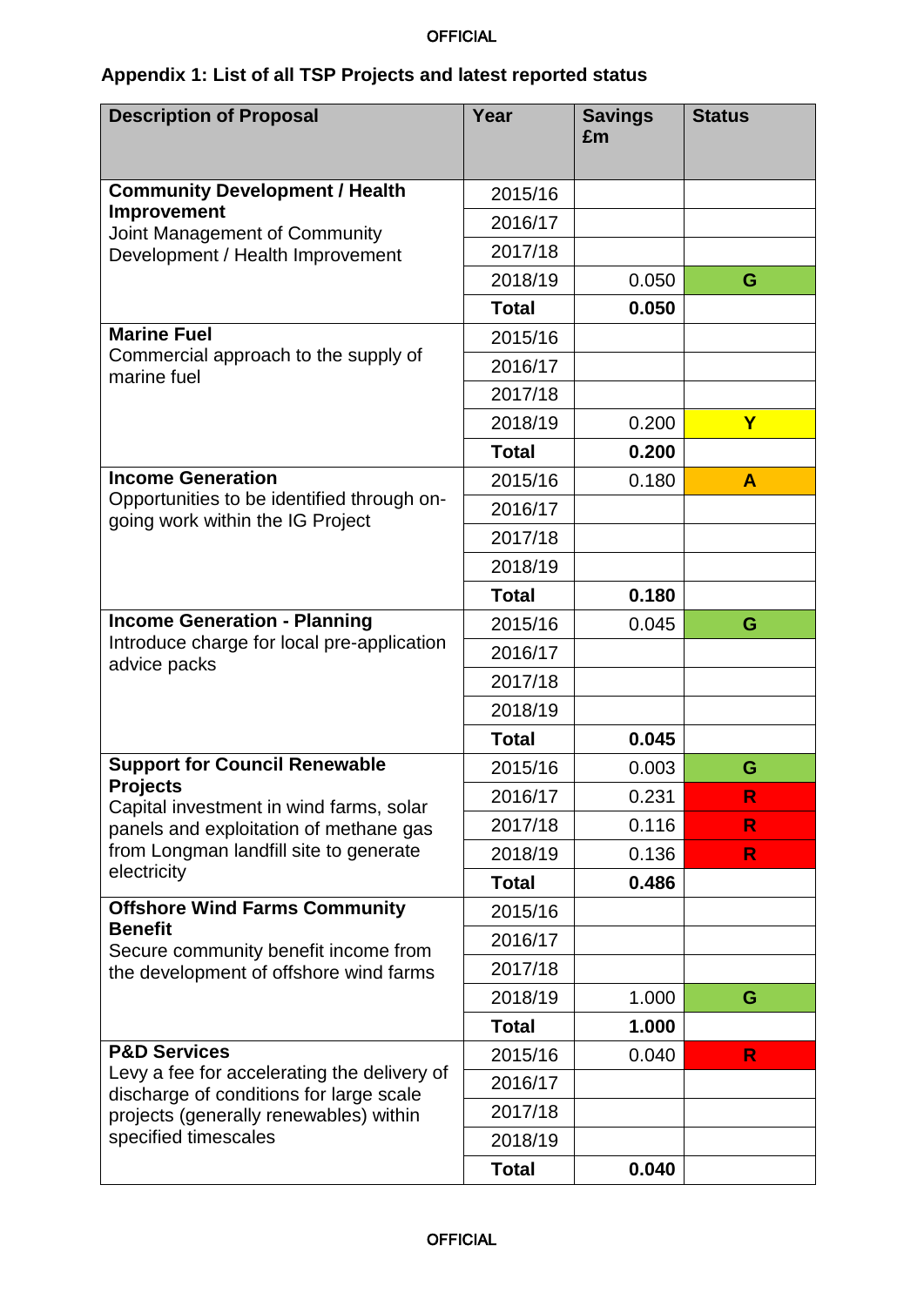## Appendix 1: List of all TSP Projects and latest reported status

| Description of Proposal | Year | Savings £m | Status |
|---|---|---|---|
| **Community Development / Health Improvement** Joint Management of Community Development / Health Improvement | 2015/16 | | |
| | 2016/17 | | |
| | 2017/18 | | |
| | 2018/19 | 0.050 | G |
| | **Total** | **0.050** | |
| **Marine Fuel** Commercial approach to the supply of marine fuel | 2015/16 | | |
| | 2016/17 | | |
| | 2017/18 | | |
| | 2018/19 | 0.200 | Y |
| | **Total** | **0.200** | |
| **Income Generation** Opportunities to be identified through on-going work within the IG Project | 2015/16 | 0.180 | A |
| | 2016/17 | | |
| | 2017/18 | | |
| | 2018/19 | | |
| | **Total** | **0.180** | |
| **Income Generation - Planning** Introduce charge for local pre-application advice packs | 2015/16 | 0.045 | G |
| | 2016/17 | | |
| | 2017/18 | | |
| | 2018/19 | | |
| | **Total** | **0.045** | |
| **Support for Council Renewable Projects** Capital investment in wind farms, solar panels and exploitation of methane gas from Longman landfill site to generate electricity | 2015/16 | 0.003 | G |
| | 2016/17 | 0.231 | R |
| | 2017/18 | 0.116 | R |
| | 2018/19 | 0.136 | R |
| | **Total** | **0.486** | |
| **Offshore Wind Farms Community Benefit** Secure community benefit income from the development of offshore wind farms | 2015/16 | | |
| | 2016/17 | | |
| | 2017/18 | | |
| | 2018/19 | 1.000 | G |
| | **Total** | **1.000** | |
| **P&D Services** Levy a fee for accelerating the delivery of discharge of conditions for large scale projects (generally renewables) within specified timescales | 2015/16 | 0.040 | R |
| | 2016/17 | | |
| | 2017/18 | | |
| | 2018/19 | | |
| | **Total** | **0.040** | |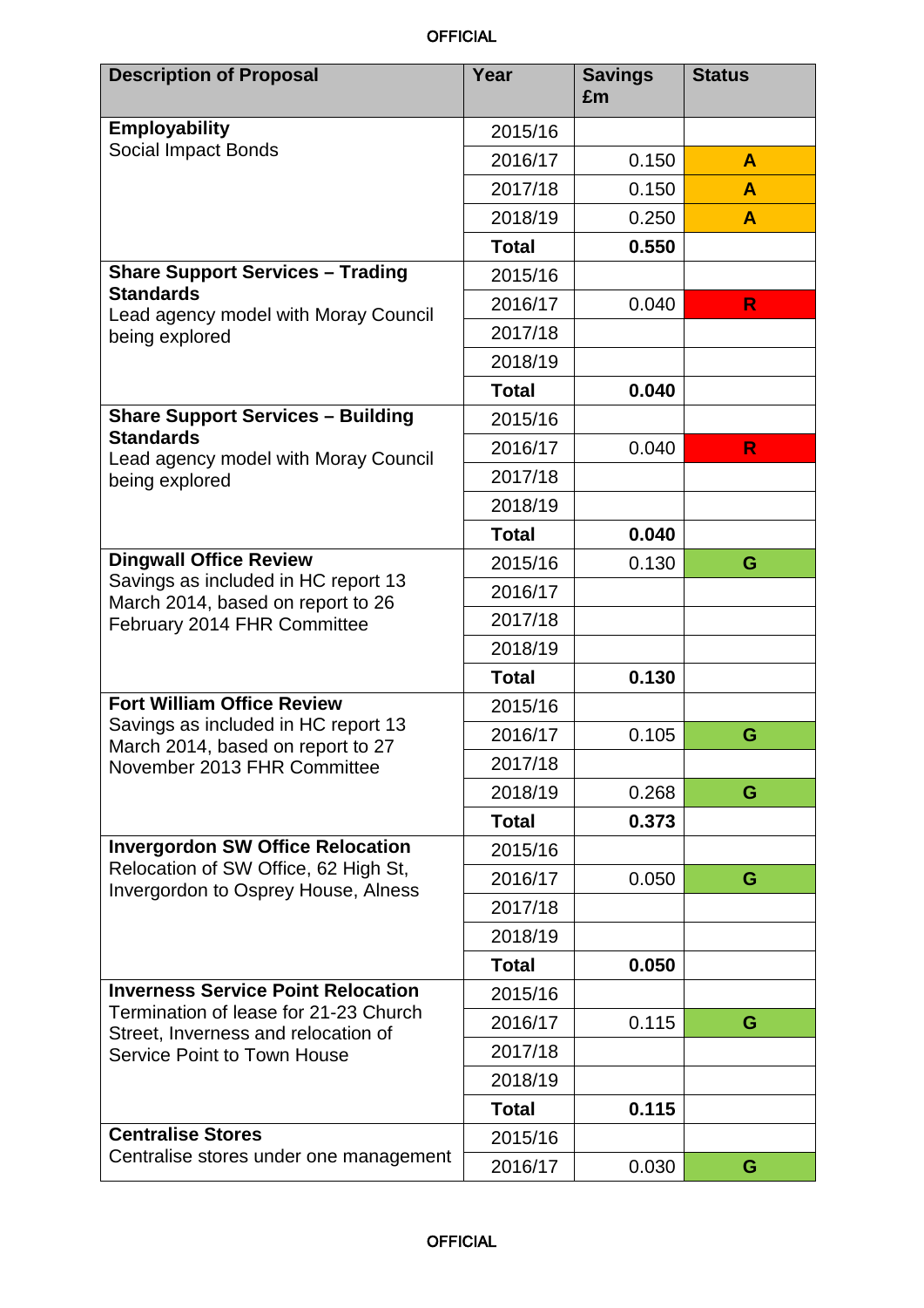| Description of Proposal | Year | Savings £m | Status |
|---|---|---|---|
| **Employability**<br>Social Impact Bonds | 2015/16 | | |
| | 2016/17 | 0.150 | A |
| | 2017/18 | 0.150 | A |
| | 2018/19 | 0.250 | A |
| | **Total** | **0.550** | |
| **Share Support Services – Trading Standards**<br>Lead agency model with Moray Council being explored | 2015/16 | | |
| | 2016/17 | 0.040 | R |
| | 2017/18 | | |
| | 2018/19 | | |
| | **Total** | **0.040** | |
| **Share Support Services – Building Standards**<br>Lead agency model with Moray Council being explored | 2015/16 | | |
| | 2016/17 | 0.040 | R |
| | 2017/18 | | |
| | 2018/19 | | |
| | **Total** | **0.040** | |
| **Dingwall Office Review**<br>Savings as included in HC report 13 March 2014, based on report to 26 February 2014 FHR Committee | 2015/16 | 0.130 | G |
| | 2016/17 | | |
| | 2017/18 | | |
| | 2018/19 | | |
| | **Total** | **0.130** | |
| **Fort William Office Review**<br>Savings as included in HC report 13 March 2014, based on report to 27 November 2013 FHR Committee | 2015/16 | | |
| | 2016/17 | 0.105 | G |
| | 2017/18 | | |
| | 2018/19 | 0.268 | G |
| | **Total** | **0.373** | |
| **Invergordon SW Office Relocation**<br>Relocation of SW Office, 62 High St, Invergordon to Osprey House, Alness | 2015/16 | | |
| | 2016/17 | 0.050 | G |
| | 2017/18 | | |
| | 2018/19 | | |
| | **Total** | **0.050** | |
| **Inverness Service Point Relocation**<br>Termination of lease for 21-23 Church Street, Inverness and relocation of Service Point to Town House | 2015/16 | | |
| | 2016/17 | 0.115 | G |
| | 2017/18 | | |
| | 2018/19 | | |
| | **Total** | **0.115** | |
| **Centralise Stores**<br>Centralise stores under one management | 2015/16 | | |
| | 2016/17 | 0.030 | G |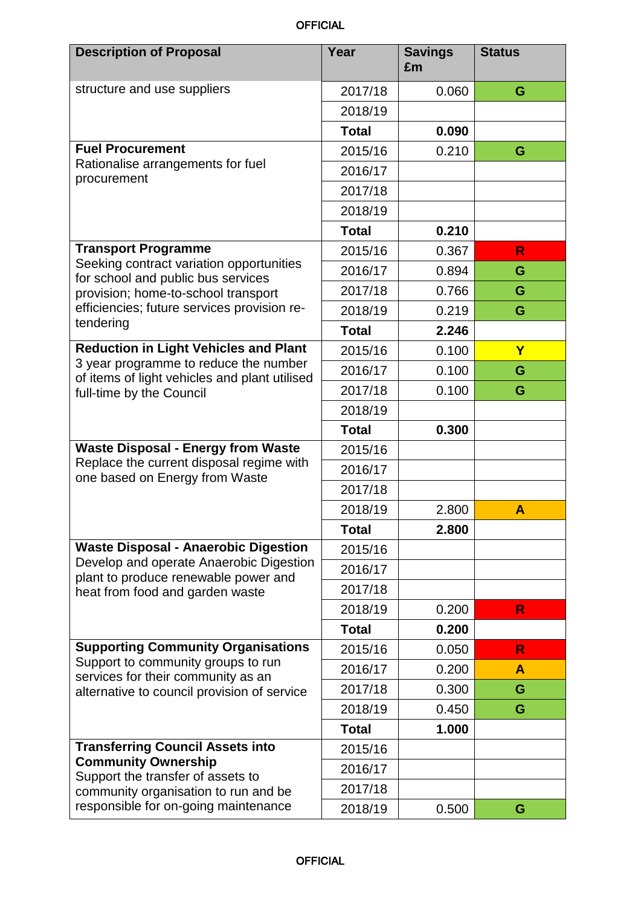| Description of Proposal | Year | Savings £m | Status |
|---|---|---|---|
| structure and use suppliers | 2017/18 | 0.060 | G |
| | 2018/19 | | |
| | **Total** | **0.090** | |
| **Fuel Procurement** Rationalise arrangements for fuel procurement | 2015/16 | 0.210 | G |
| | 2016/17 | | |
| | 2017/18 | | |
| | 2018/19 | | |
| | **Total** | **0.210** | |
| **Transport Programme** Seeking contract variation opportunities for school and public bus services provision; home-to-school transport efficiencies; future services provision re-tendering | 2015/16 | 0.367 | R |
| | 2016/17 | 0.894 | G |
| | 2017/18 | 0.766 | G |
| | 2018/19 | 0.219 | G |
| | **Total** | **2.246** | |
| **Reduction in Light Vehicles and Plant** 3 year programme to reduce the number of items of light vehicles and plant utilised full-time by the Council | 2015/16 | 0.100 | Y |
| | 2016/17 | 0.100 | G |
| | 2017/18 | 0.100 | G |
| | 2018/19 | | |
| | **Total** | **0.300** | |
| **Waste Disposal - Energy from Waste** Replace the current disposal regime with one based on Energy from Waste | 2015/16 | | |
| | 2016/17 | | |
| | 2017/18 | | |
| | 2018/19 | 2.800 | A |
| | **Total** | **2.800** | |
| **Waste Disposal - Anaerobic Digestion** Develop and operate Anaerobic Digestion plant to produce renewable power and heat from food and garden waste | 2015/16 | | |
| | 2016/17 | | |
| | 2017/18 | | |
| | 2018/19 | 0.200 | R |
| | **Total** | **0.200** | |
| **Supporting Community Organisations** Support to community groups to run services for their community as an alternative to council provision of service | 2015/16 | 0.050 | R |
| | 2016/17 | 0.200 | A |
| | 2017/18 | 0.300 | G |
| | 2018/19 | 0.450 | G |
| | **Total** | **1.000** | |
| **Transferring Council Assets into Community Ownership** Support the transfer of assets to community organisation to run and be responsible for on-going maintenance | 2015/16 | | |
| | 2016/17 | | |
| | 2017/18 | | |
| | 2018/19 | 0.500 | G |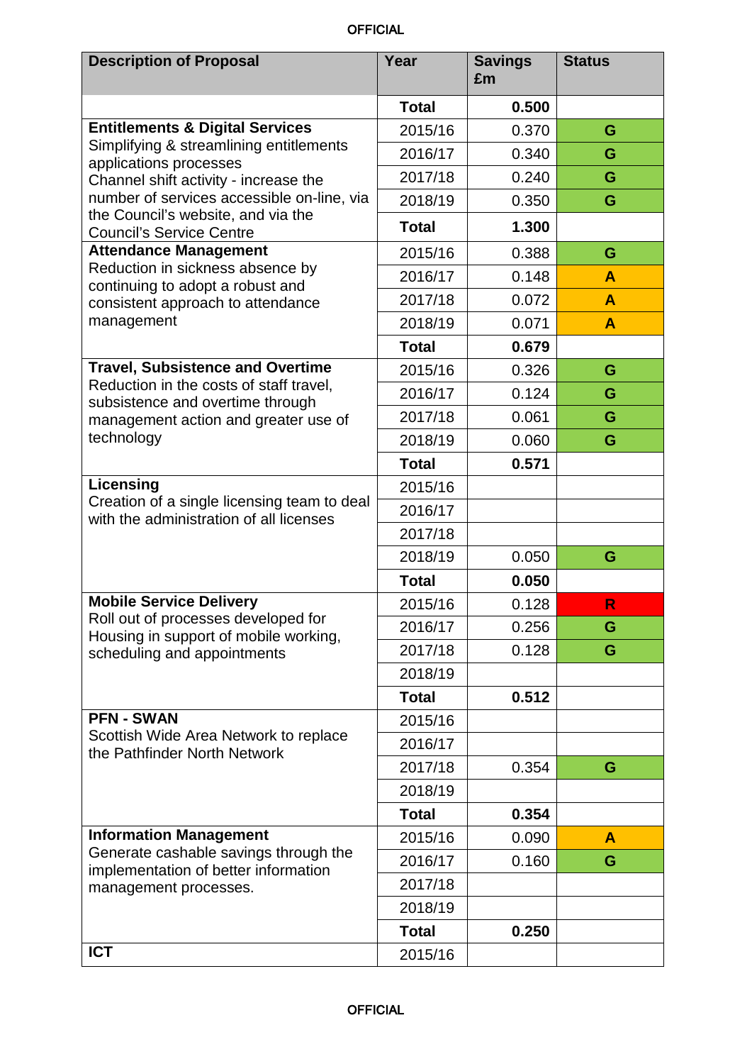| Description of Proposal | Year | Savings £m | Status |
|---|---|---|---|
| | **Total** | **0.500** | |
| **Entitlements & Digital Services** Simplifying & streamlining entitlements applications processes Channel shift activity - increase the number of services accessible on-line, via the Council's website, and via the Council's Service Centre | 2015/16 | 0.370 | G |
| | 2016/17 | 0.340 | G |
| | 2017/18 | 0.240 | G |
| | 2018/19 | 0.350 | G |
| | **Total** | **1.300** | |
| **Attendance Management** Reduction in sickness absence by continuing to adopt a robust and consistent approach to attendance management | 2015/16 | 0.388 | G |
| | 2016/17 | 0.148 | A |
| | 2017/18 | 0.072 | A |
| | 2018/19 | 0.071 | A |
| | **Total** | **0.679** | |
| **Travel, Subsistence and Overtime** Reduction in the costs of staff travel, subsistence and overtime through management action and greater use of technology | 2015/16 | 0.326 | G |
| | 2016/17 | 0.124 | G |
| | 2017/18 | 0.061 | G |
| | 2018/19 | 0.060 | G |
| | **Total** | **0.571** | |
| **Licensing** Creation of a single licensing team to deal with the administration of all licenses | 2015/16 | | |
| | 2016/17 | | |
| | 2017/18 | | |
| | 2018/19 | 0.050 | G |
| | **Total** | **0.050** | |
| **Mobile Service Delivery** Roll out of processes developed for Housing in support of mobile working, scheduling and appointments | 2015/16 | 0.128 | R |
| | 2016/17 | 0.256 | G |
| | 2017/18 | 0.128 | G |
| | 2018/19 | | |
| | **Total** | **0.512** | |
| **PFN - SWAN** Scottish Wide Area Network to replace the Pathfinder North Network | 2015/16 | | |
| | 2016/17 | | |
| | 2017/18 | 0.354 | G |
| | 2018/19 | | |
| | **Total** | **0.354** | |
| **Information Management** Generate cashable savings through the implementation of better information management processes. | 2015/16 | 0.090 | A |
| | 2016/17 | 0.160 | G |
| | 2017/18 | | |
| | 2018/19 | | |
| | **Total** | **0.250** | |
| **ICT** | 2015/16 | | |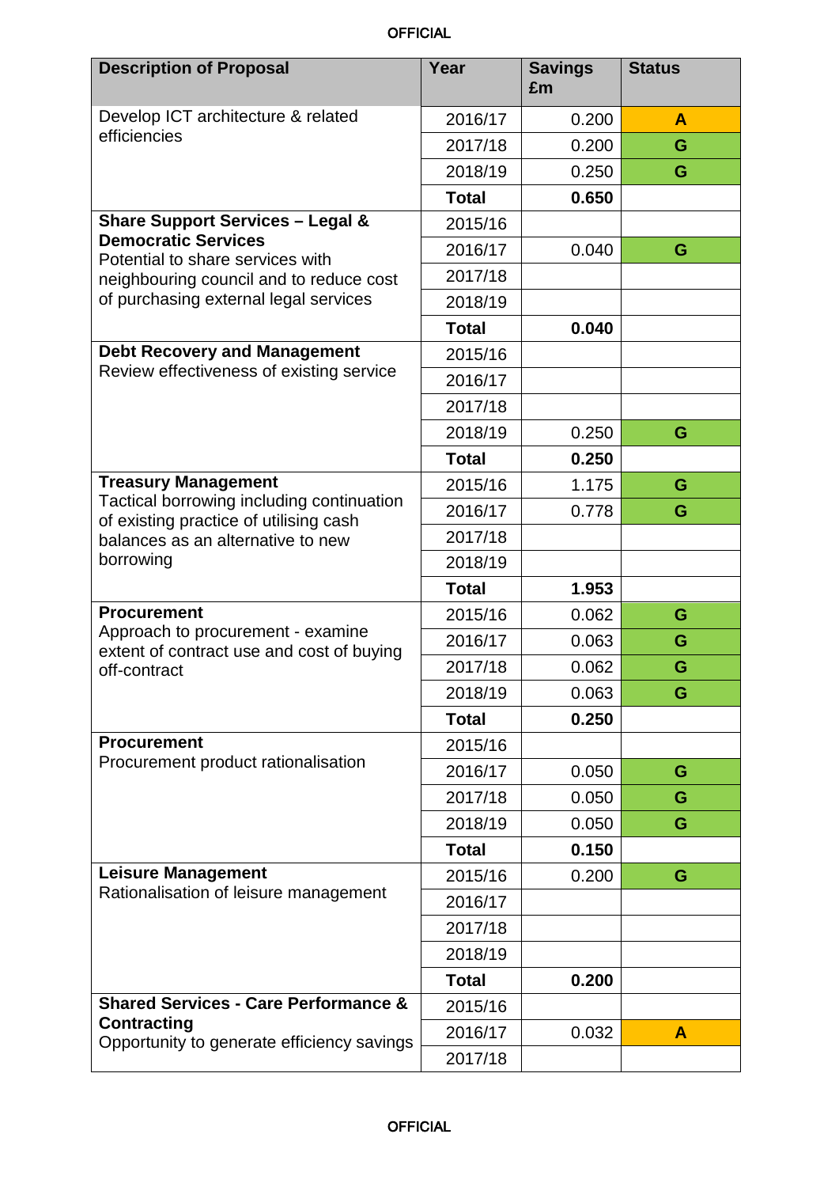| Description of Proposal | Year | Savings £m | Status |
|---|---|---|---|
| Develop ICT architecture & related efficiencies | 2016/17 | 0.200 | A |
| | 2017/18 | 0.200 | G |
| | 2018/19 | 0.250 | G |
| | **Total** | **0.650** | |
| **Share Support Services – Legal & Democratic Services** Potential to share services with neighbouring council and to reduce cost of purchasing external legal services | 2015/16 | | |
| | 2016/17 | 0.040 | G |
| | 2017/18 | | |
| | 2018/19 | | |
| | **Total** | **0.040** | |
| **Debt Recovery and Management** Review effectiveness of existing service | 2015/16 | | |
| | 2016/17 | | |
| | 2017/18 | | |
| | 2018/19 | 0.250 | G |
| | **Total** | **0.250** | |
| **Treasury Management** Tactical borrowing including continuation of existing practice of utilising cash balances as an alternative to new borrowing | 2015/16 | 1.175 | G |
| | 2016/17 | 0.778 | G |
| | 2017/18 | | |
| | 2018/19 | | |
| | **Total** | **1.953** | |
| **Procurement** Approach to procurement - examine extent of contract use and cost of buying off-contract | 2015/16 | 0.062 | G |
| | 2016/17 | 0.063 | G |
| | 2017/18 | 0.062 | G |
| | 2018/19 | 0.063 | G |
| | **Total** | **0.250** | |
| **Procurement** Procurement product rationalisation | 2015/16 | | |
| | 2016/17 | 0.050 | G |
| | 2017/18 | 0.050 | G |
| | 2018/19 | 0.050 | G |
| | **Total** | **0.150** | |
| **Leisure Management** Rationalisation of leisure management | 2015/16 | 0.200 | G |
| | 2016/17 | | |
| | 2017/18 | | |
| | 2018/19 | | |
| | **Total** | **0.200** | |
| **Shared Services - Care Performance & Contracting** Opportunity to generate efficiency savings | 2015/16 | | |
| | 2016/17 | 0.032 | A |
| | 2017/18 | | |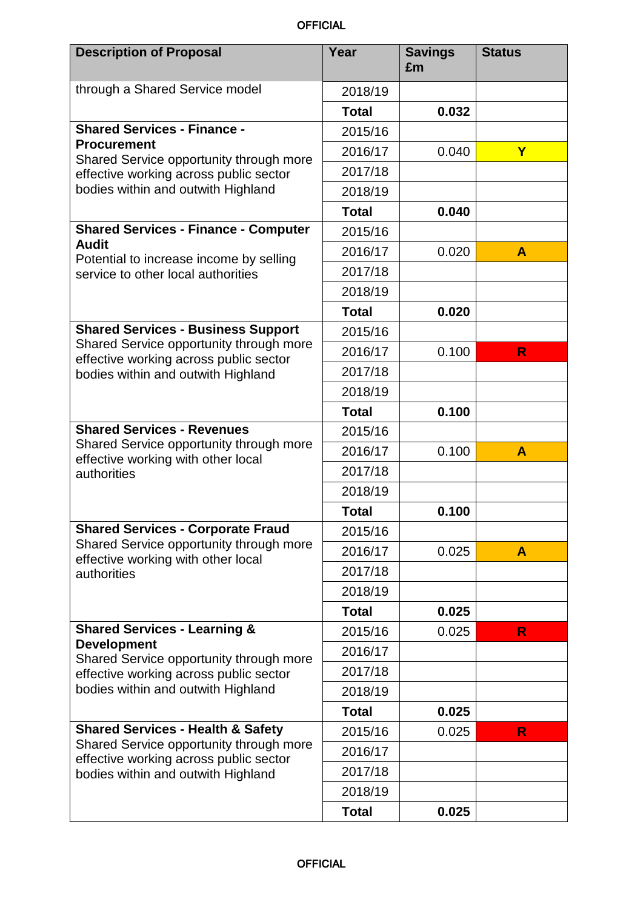| Description of Proposal | Year | Savings £m | Status |
|---|---|---|---|
| through a Shared Service model | 2018/19 | | |
| | **Total** | **0.032** | |
| **Shared Services - Finance - Procurement** Shared Service opportunity through more effective working across public sector bodies within and outwith Highland | 2015/16 | | |
| | 2016/17 | 0.040 | Y |
| | 2017/18 | | |
| | 2018/19 | | |
| | **Total** | **0.040** | |
| **Shared Services - Finance - Computer Audit** Potential to increase income by selling service to other local authorities | 2015/16 | | |
| | 2016/17 | 0.020 | A |
| | 2017/18 | | |
| | 2018/19 | | |
| | **Total** | **0.020** | |
| **Shared Services - Business Support** Shared Service opportunity through more effective working across public sector bodies within and outwith Highland | 2015/16 | | |
| | 2016/17 | 0.100 | R |
| | 2017/18 | | |
| | 2018/19 | | |
| | **Total** | **0.100** | |
| **Shared Services - Revenues** Shared Service opportunity through more effective working with other local authorities | 2015/16 | | |
| | 2016/17 | 0.100 | A |
| | 2017/18 | | |
| | 2018/19 | | |
| | **Total** | **0.100** | |
| **Shared Services - Corporate Fraud** Shared Service opportunity through more effective working with other local authorities | 2015/16 | | |
| | 2016/17 | 0.025 | A |
| | 2017/18 | | |
| | 2018/19 | | |
| | **Total** | **0.025** | |
| **Shared Services - Learning & Development** Shared Service opportunity through more effective working across public sector bodies within and outwith Highland | 2015/16 | 0.025 | R |
| | 2016/17 | | |
| | 2017/18 | | |
| | 2018/19 | | |
| | **Total** | **0.025** | |
| **Shared Services - Health & Safety** Shared Service opportunity through more effective working across public sector bodies within and outwith Highland | 2015/16 | 0.025 | R |
| | 2016/17 | | |
| | 2017/18 | | |
| | 2018/19 | | |
| | **Total** | **0.025** | |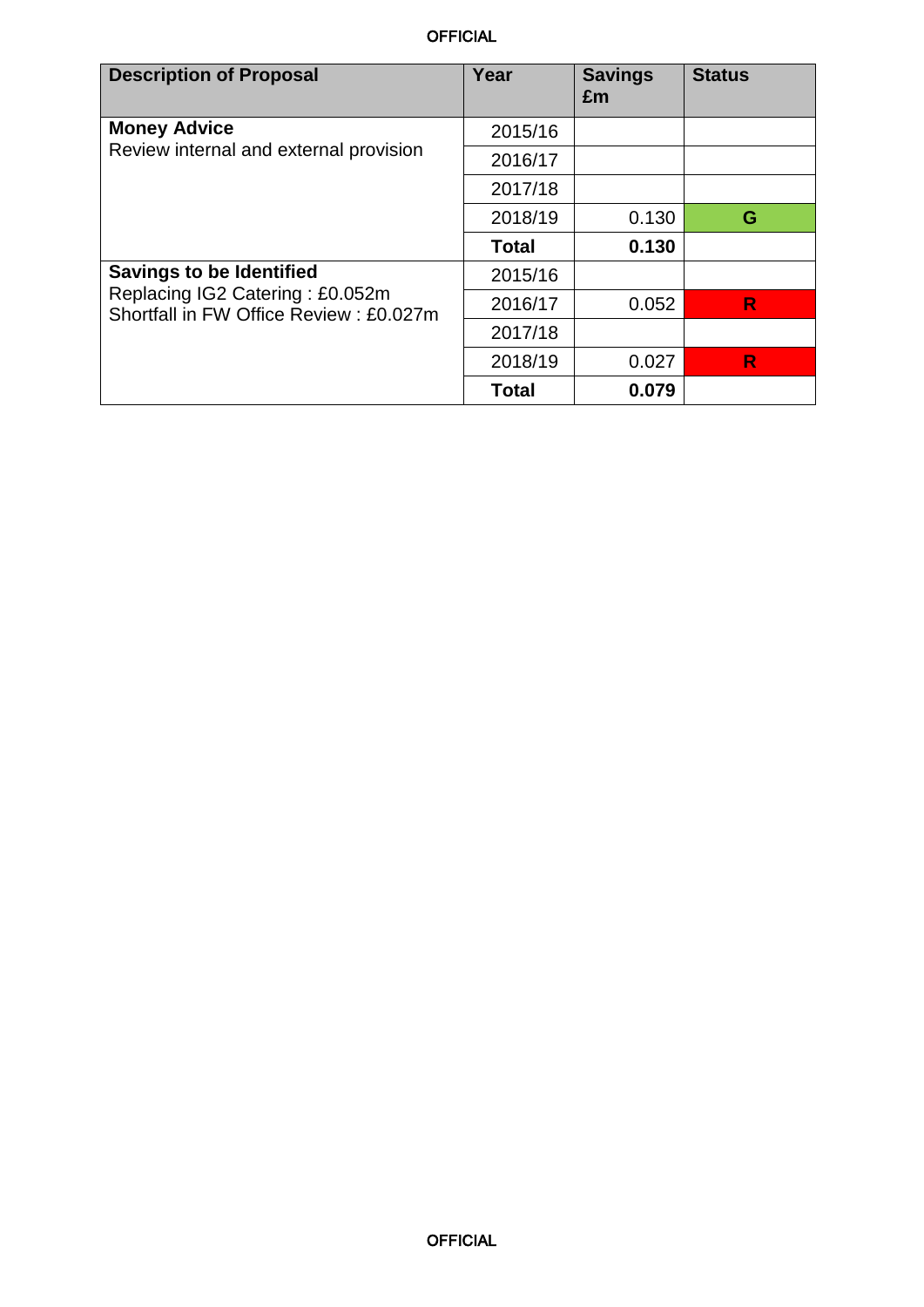| Description of Proposal | Year | Savings £m | Status |
|---|---|---|---|
| **Money Advice**<br>Review internal and external provision | 2015/16 | | |
| | 2016/17 | | |
| | 2017/18 | | |
| | 2018/19 | 0.130 | G |
| | **Total** | **0.130** | |
| **Savings to be Identified**<br>Replacing IG2 Catering : £0.052m<br>Shortfall in FW Office Review : £0.027m | 2015/16 | | |
| | 2016/17 | 0.052 | R |
| | 2017/18 | | |
| | 2018/19 | 0.027 | R |
| | **Total** | **0.079** | |